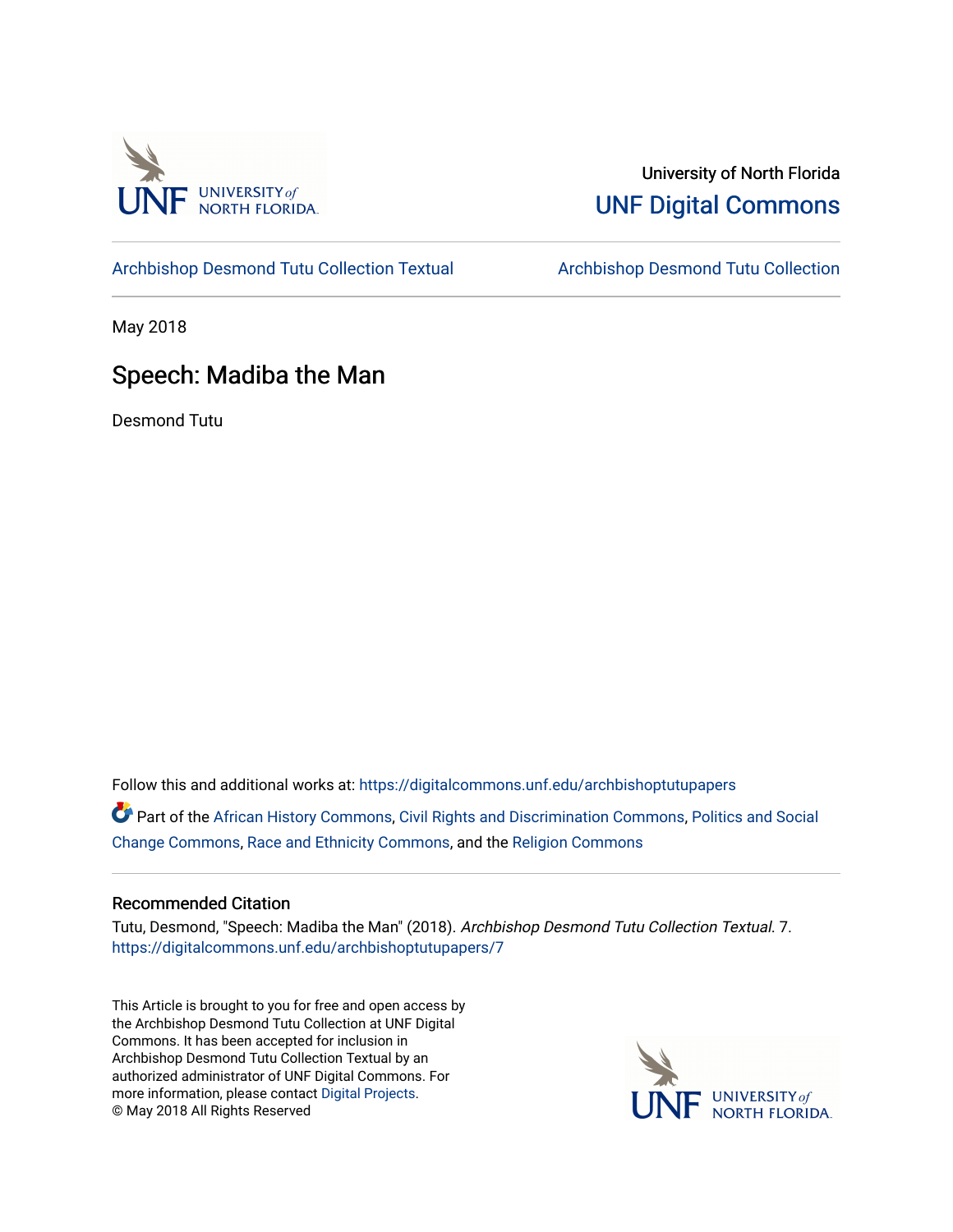University of North Florida

UNF Digital Commons

Archbishop Desmond Tutu Collection Textual

Archbishop Desmond Tutu Collection

May 2018

# Speech: Madiba the Man

Desmond Tutu

Follow this and additional works at: https://digitalcommons.unf.edu/archbishoptutupapers

Part of the African History Commons, Civil Rights and Discrimination Commons, Politics and Social Change Commons, Race and Ethnicity Commons, and the Religion Commons

## Recommended Citation

Tutu, Desmond, "Speech: Madiba the Man" (2018). *Archbishop Desmond Tutu Collection Textual*. 7.
https://digitalcommons.unf.edu/archbishoptutupapers/7

This Article is brought to you for free and open access by the Archbishop Desmond Tutu Collection at UNF Digital Commons. It has been accepted for inclusion in Archbishop Desmond Tutu Collection Textual by an authorized administrator of UNF Digital Commons. For more information, please contact Digital Projects.
© May 2018 All Rights Reserved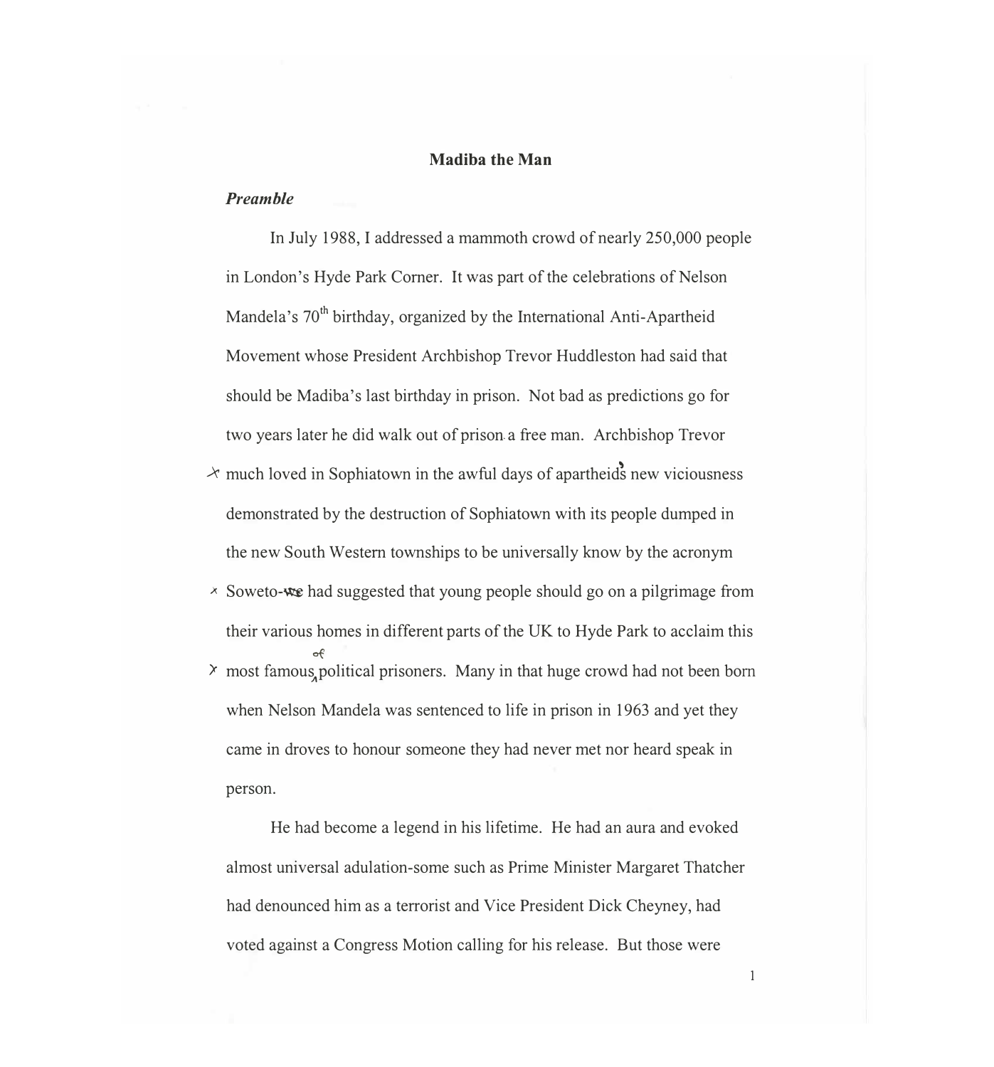# Madiba the Man

### *Preamble*

In July 1988, I addressed a mammoth crowd of nearly 250,000 people in London's Hyde Park Corner. It was part of the celebrations of Nelson Mandela's 70th birthday, organized by the International Anti-Apartheid Movement whose President Archbishop Trevor Huddleston had said that should be Madiba's last birthday in prison. Not bad as predictions go for two years later he did walk out of prison a free man. Archbishop Trevor much loved in Sophiatown in the awful days of apartheid's new viciousness demonstrated by the destruction of Sophiatown with its people dumped in the new South Western townships to be universally know by the acronym Soweto- had suggested that young people should go on a pilgrimage from their various homes in different parts of the UK to Hyde Park to acclaim this most famous of political prisoners. Many in that huge crowd had not been born when Nelson Mandela was sentenced to life in prison in 1963 and yet they came in droves to honour someone they had never met nor heard speak in person.

He had become a legend in his lifetime. He had an aura and evoked almost universal adulation-some such as Prime Minister Margaret Thatcher had denounced him as a terrorist and Vice President Dick Cheyney, had voted against a Congress Motion calling for his release. But those were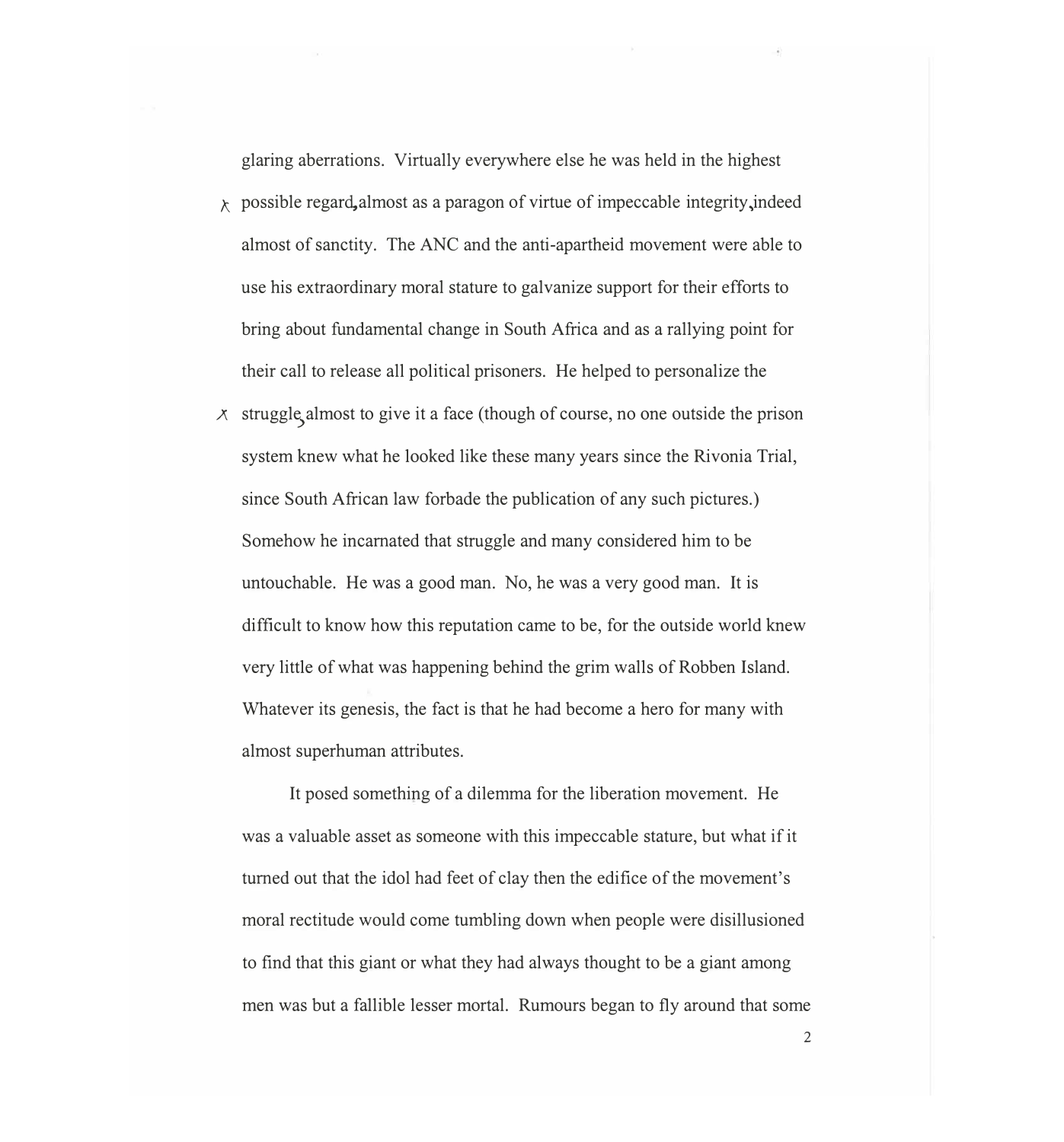glaring aberrations. Virtually everywhere else he was held in the highest possible regard, almost as a paragon of virtue of impeccable integrity, indeed almost of sanctity. The ANC and the anti-apartheid movement were able to use his extraordinary moral stature to galvanize support for their efforts to bring about fundamental change in South Africa and as a rallying point for their call to release all political prisoners. He helped to personalize the struggle, almost to give it a face (though of course, no one outside the prison system knew what he looked like these many years since the Rivonia Trial, since South African law forbade the publication of any such pictures.) Somehow he incarnated that struggle and many considered him to be untouchable. He was a good man. No, he was a very good man. It is difficult to know how this reputation came to be, for the outside world knew very little of what was happening behind the grim walls of Robben Island. Whatever its genesis, the fact is that he had become a hero for many with almost superhuman attributes.

It posed something of a dilemma for the liberation movement. He was a valuable asset as someone with this impeccable stature, but what if it turned out that the idol had feet of clay then the edifice of the movement's moral rectitude would come tumbling down when people were disillusioned to find that this giant or what they had always thought to be a giant among men was but a fallible lesser mortal. Rumours began to fly around that some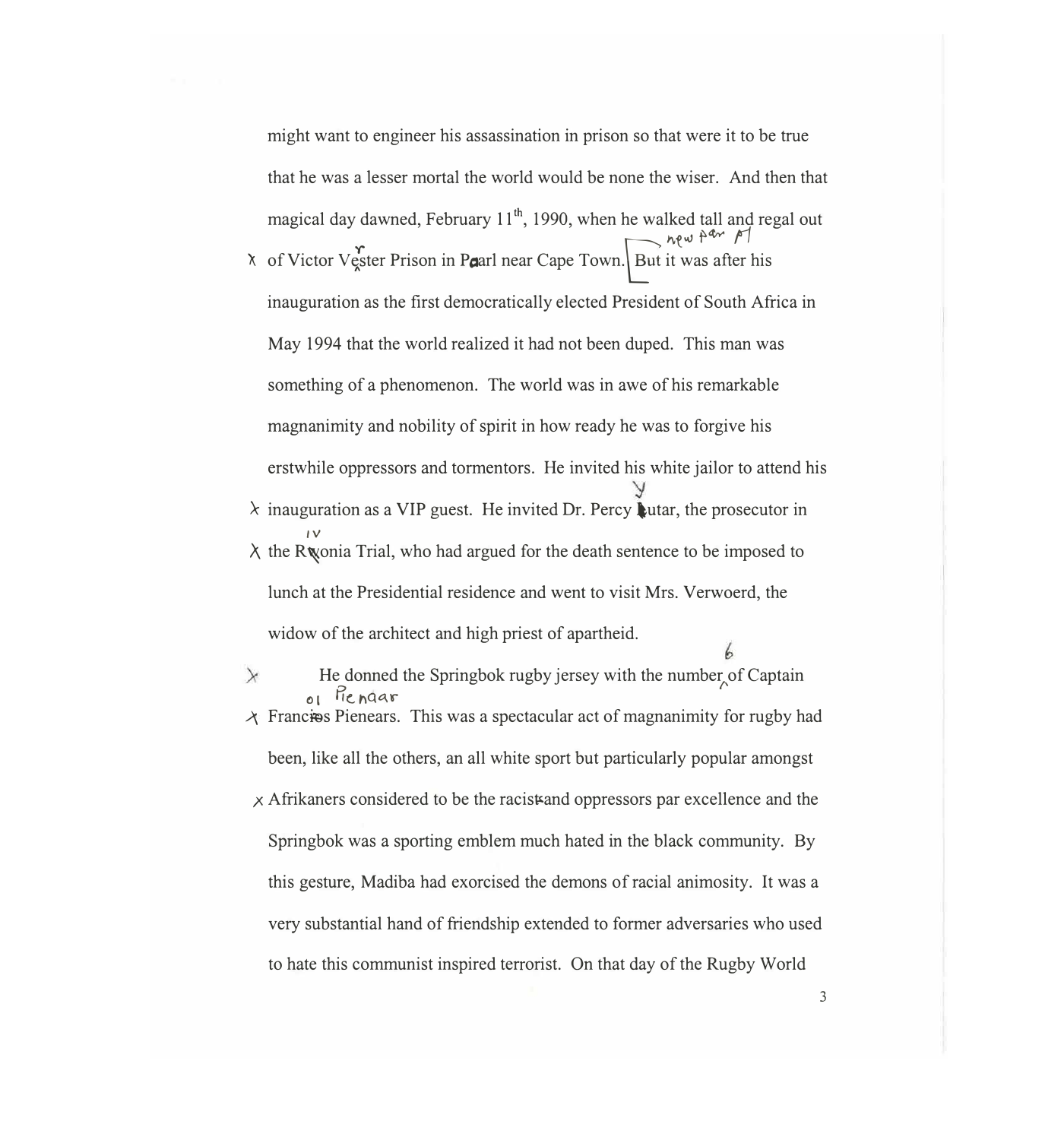might want to engineer his assassination in prison so that were it to be true that he was a lesser mortal the world would be none the wiser. And then that magical day dawned, February 11th, 1990, when he walked tall and regal out of Victor Vester Prison in Paarl near Cape Town. But it was after his inauguration as the first democratically elected President of South Africa in May 1994 that the world realized it had not been duped. This man was something of a phenomenon. The world was in awe of his remarkable magnanimity and nobility of spirit in how ready he was to forgive his erstwhile oppressors and tormentors. He invited his white jailor to attend his inauguration as a VIP guest. He invited Dr. Percy Yutar, the prosecutor in the Rivonia Trial, who had argued for the death sentence to be imposed to lunch at the Presidential residence and went to visit Mrs. Verwoerd, the widow of the architect and high priest of apartheid.

He donned the Springbok rugby jersey with the number 6 of Captain Francois Pienaar. This was a spectacular act of magnanimity for rugby had been, like all the others, an all white sport but particularly popular amongst Afrikaners considered to be the racist and oppressors par excellence and the Springbok was a sporting emblem much hated in the black community. By this gesture, Madiba had exorcised the demons of racial animosity. It was a very substantial hand of friendship extended to former adversaries who used to hate this communist inspired terrorist. On that day of the Rugby World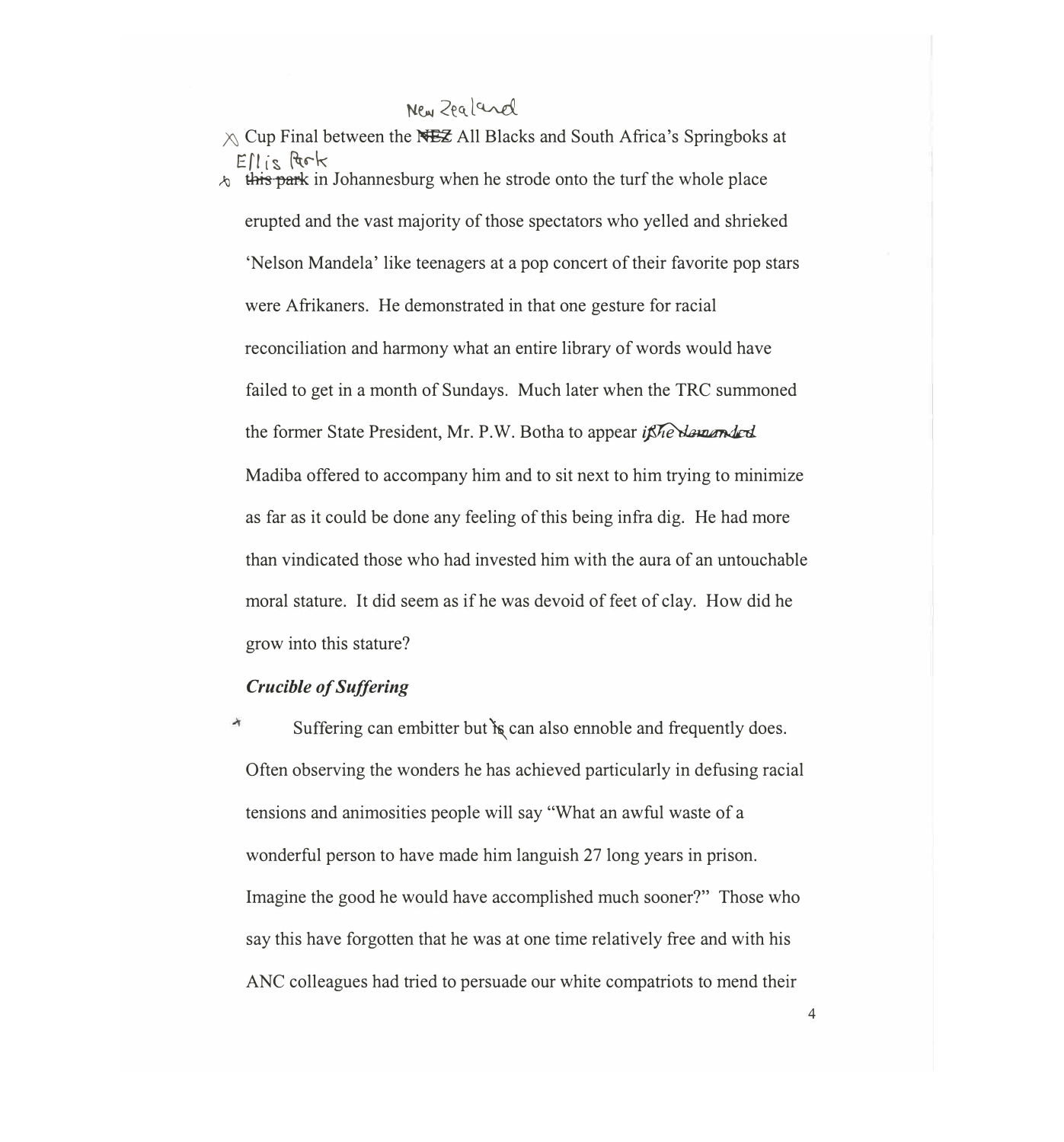Cup Final between the New Zealand All Blacks and South Africa's Springboks at Ellis Park in Johannesburg when he strode onto the turf the whole place erupted and the vast majority of those spectators who yelled and shrieked 'Nelson Mandela' like teenagers at a pop concert of their favorite pop stars were Afrikaners. He demonstrated in that one gesture for racial reconciliation and harmony what an entire library of words would have failed to get in a month of Sundays. Much later when the TRC summoned the former State President, Mr. P.W. Botha to appear if he demanded Madiba offered to accompany him and to sit next to him trying to minimize as far as it could be done any feeling of this being infra dig. He had more than vindicated those who had invested him with the aura of an untouchable moral stature. It did seem as if he was devoid of feet of clay. How did he grow into this stature?

***Crucible of Suffering***

Suffering can embitter but it can also ennoble and frequently does. Often observing the wonders he has achieved particularly in defusing racial tensions and animosities people will say "What an awful waste of a wonderful person to have made him languish 27 long years in prison. Imagine the good he would have accomplished much sooner?" Those who say this have forgotten that he was at one time relatively free and with his ANC colleagues had tried to persuade our white compatriots to mend their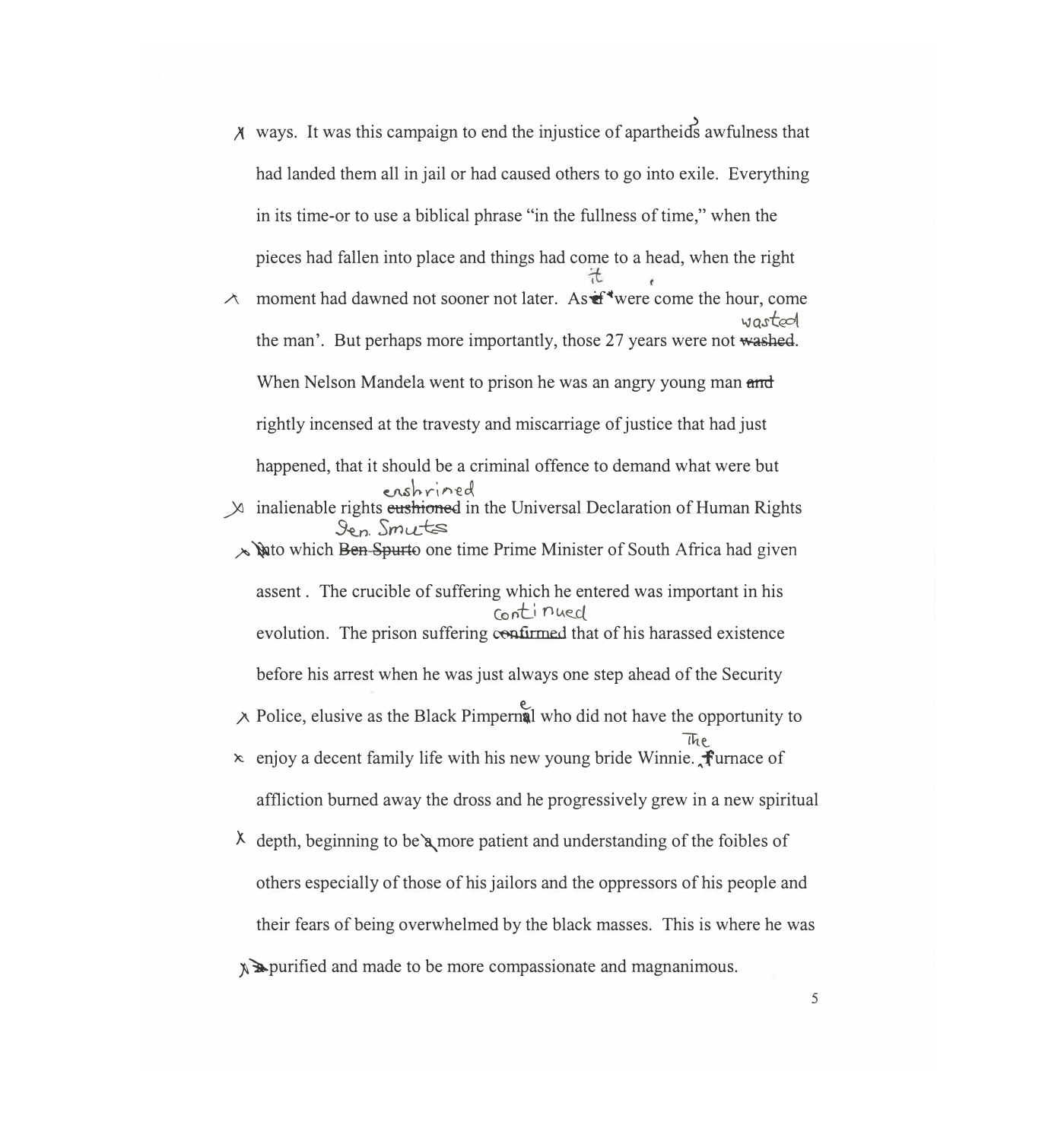ways. It was this campaign to end the injustice of apartheid's awfulness that had landed them all in jail or had caused others to go into exile. Everything in its time-or to use a biblical phrase "in the fullness of time," when the pieces had fallen into place and things had come to a head, when the right moment had dawned not sooner not later. As it were 'come the hour, come the man'. But perhaps more importantly, those 27 years were not wasted. When Nelson Mandela went to prison he was an angry young man rightly incensed at the travesty and miscarriage of justice that had just happened, that it should be a criminal offence to demand what were but inalienable rights enshrined in the Universal Declaration of Human Rights to which Gen. Smuts one time Prime Minister of South Africa had given assent. The crucible of suffering which he entered was important in his evolution. The prison suffering continued that of his harassed existence before his arrest when he was just always one step ahead of the Security Police, elusive as the Black Pimpernel who did not have the opportunity to enjoy a decent family life with his new young bride Winnie. The furnace of affliction burned away the dross and he progressively grew in a new spiritual depth, beginning to be more patient and understanding of the foibles of others especially of those of his jailors and the oppressors of his people and their fears of being overwhelmed by the black masses. This is where he was purified and made to be more compassionate and magnanimous.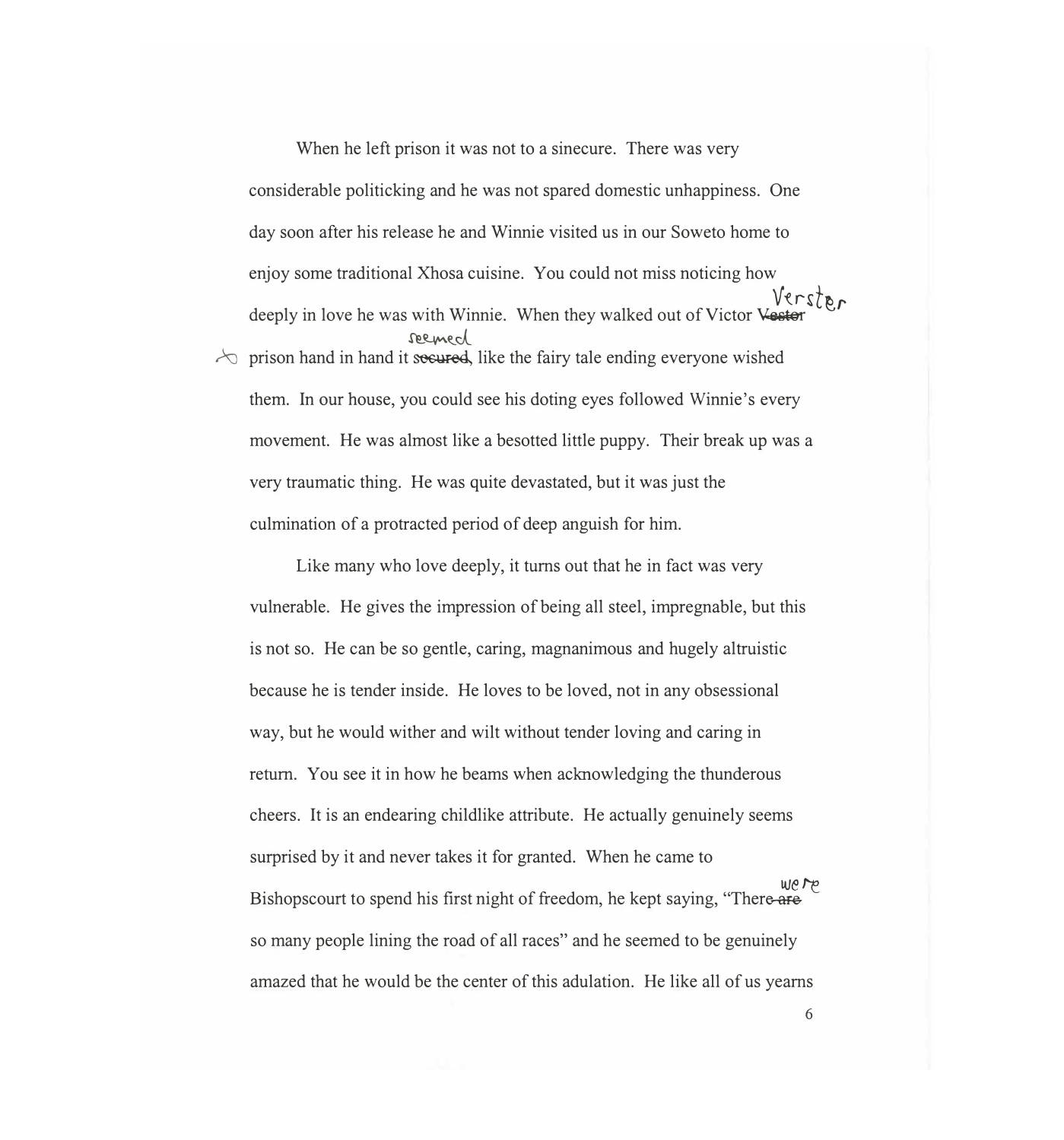When he left prison it was not to a sinecure. There was very considerable politicking and he was not spared domestic unhappiness. One day soon after his release he and Winnie visited us in our Soweto home to enjoy some traditional Xhosa cuisine. You could not miss noticing how deeply in love he was with Winnie. When they walked out of Victor Verster prison hand in hand it seemed, like the fairy tale ending everyone wished them. In our house, you could see his doting eyes followed Winnie's every movement. He was almost like a besotted little puppy. Their break up was a very traumatic thing. He was quite devastated, but it was just the culmination of a protracted period of deep anguish for him.

Like many who love deeply, it turns out that he in fact was very vulnerable. He gives the impression of being all steel, impregnable, but this is not so. He can be so gentle, caring, magnanimous and hugely altruistic because he is tender inside. He loves to be loved, not in any obsessional way, but he would wither and wilt without tender loving and caring in return. You see it in how he beams when acknowledging the thunderous cheers. It is an endearing childlike attribute. He actually genuinely seems surprised by it and never takes it for granted. When he came to Bishopscourt to spend his first night of freedom, he kept saying, "There were so many people lining the road of all races" and he seemed to be genuinely amazed that he would be the center of this adulation. He like all of us yearns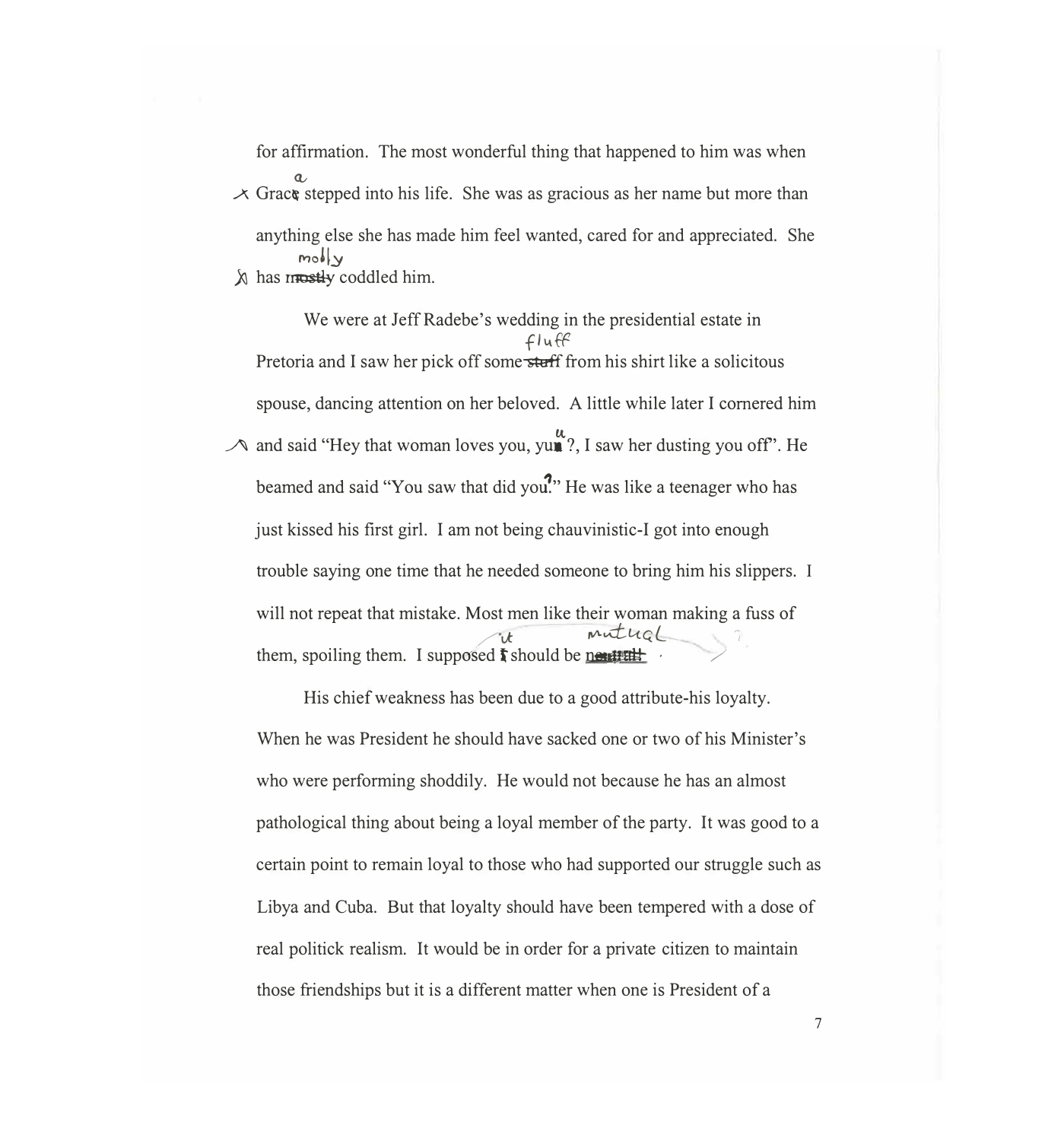for affirmation. The most wonderful thing that happened to him was when Graca stepped into his life. She was as gracious as her name but more than anything else she has made him feel wanted, cared for and appreciated. She has molly coddled him.

We were at Jeff Radebe's wedding in the presidential estate in Pretoria and I saw her pick off some fluff from his shirt like a solicitous spouse, dancing attention on her beloved. A little while later I cornered him and said "Hey that woman loves you, yuu?, I saw her dusting you off". He beamed and said "You saw that did you?" He was like a teenager who has just kissed his first girl. I am not being chauvinistic-I got into enough trouble saying one time that he needed someone to bring him his slippers. I will not repeat that mistake. Most men like their woman making a fuss of them, spoiling them. I supposed it should be mutual.

His chief weakness has been due to a good attribute-his loyalty. When he was President he should have sacked one or two of his Minister's who were performing shoddily. He would not because he has an almost pathological thing about being a loyal member of the party. It was good to a certain point to remain loyal to those who had supported our struggle such as Libya and Cuba. But that loyalty should have been tempered with a dose of real politick realism. It would be in order for a private citizen to maintain those friendships but it is a different matter when one is President of a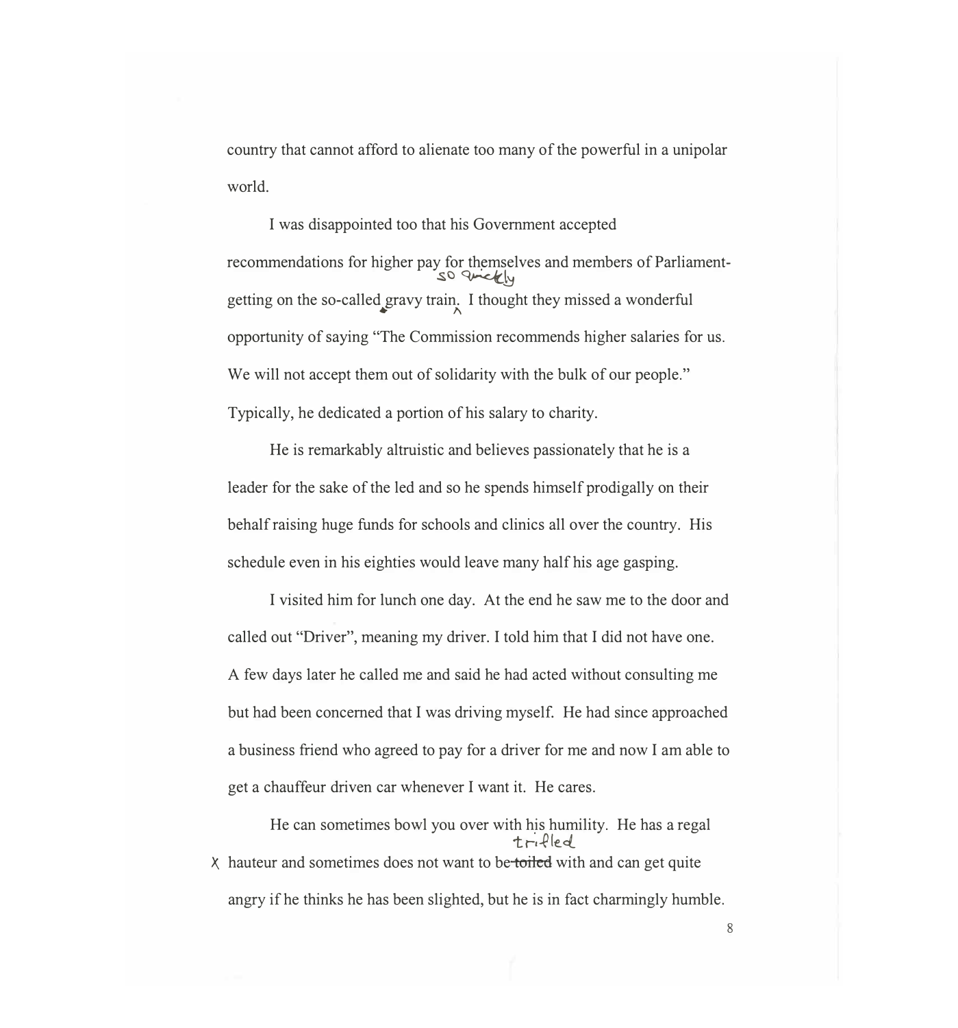country that cannot afford to alienate too many of the powerful in a unipolar world.

I was disappointed too that his Government accepted recommendations for higher pay for themselves and members of Parliament- getting on the so-called gravy train so quickly. I thought they missed a wonderful opportunity of saying "The Commission recommends higher salaries for us. We will not accept them out of solidarity with the bulk of our people." Typically, he dedicated a portion of his salary to charity.

He is remarkably altruistic and believes passionately that he is a leader for the sake of the led and so he spends himself prodigally on their behalf raising huge funds for schools and clinics all over the country. His schedule even in his eighties would leave many half his age gasping.

I visited him for lunch one day. At the end he saw me to the door and called out "Driver", meaning my driver. I told him that I did not have one. A few days later he called me and said he had acted without consulting me but had been concerned that I was driving myself. He had since approached a business friend who agreed to pay for a driver for me and now I am able to get a chauffeur driven car whenever I want it. He cares.

He can sometimes bowl you over with his humility. He has a regal hauteur and sometimes does not want to be ~~toiled~~ trifled with and can get quite angry if he thinks he has been slighted, but he is in fact charmingly humble.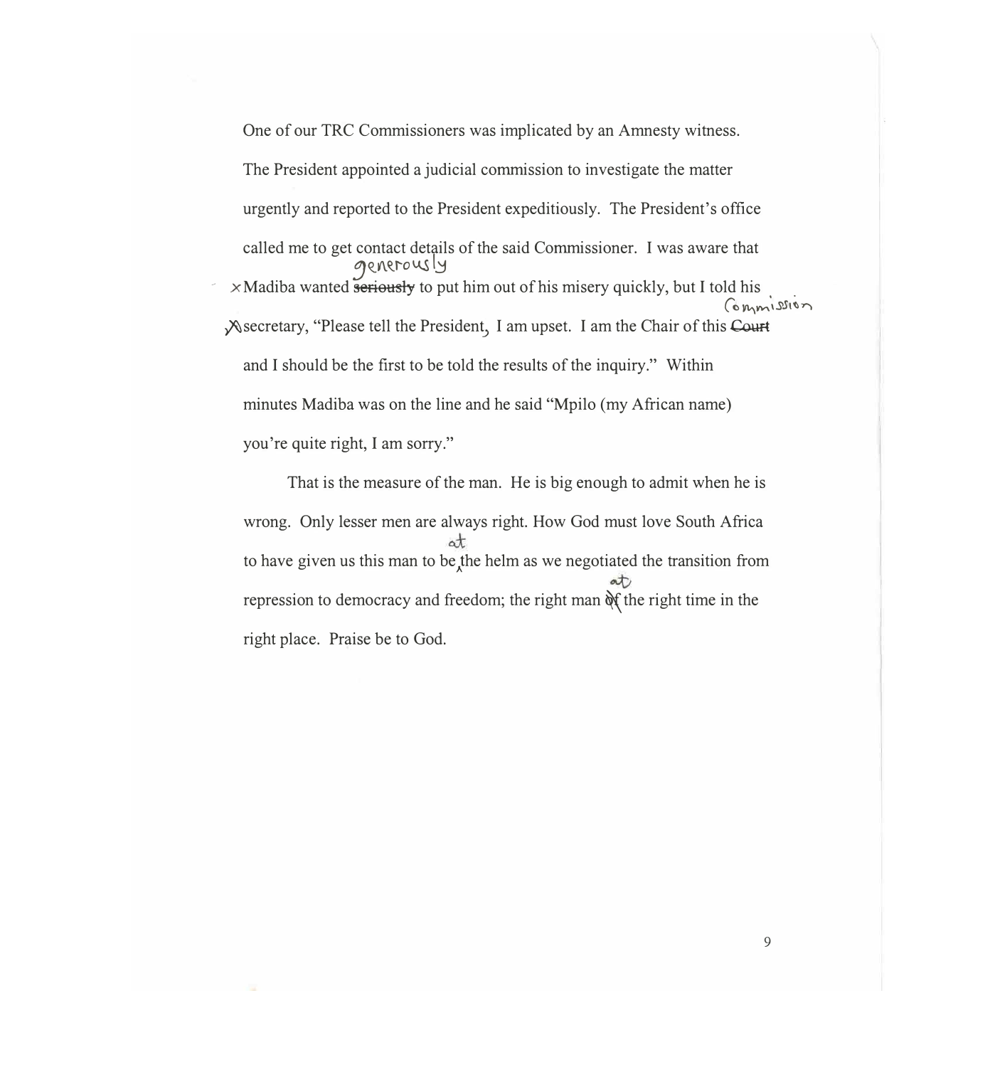One of our TRC Commissioners was implicated by an Amnesty witness. The President appointed a judicial commission to investigate the matter urgently and reported to the President expeditiously. The President's office called me to get contact details of the said Commissioner. I was aware that Madiba wanted generously to put him out of his misery quickly, but I told his secretary, "Please tell the President, I am upset. I am the Chair of this Commission and I should be the first to be told the results of the inquiry." Within minutes Madiba was on the line and he said "Mpilo (my African name) you're quite right, I am sorry."

That is the measure of the man. He is big enough to admit when he is wrong. Only lesser men are always right. How God must love South Africa to have given us this man to be at the helm as we negotiated the transition from repression to democracy and freedom; the right man at the right time in the right place. Praise be to God.